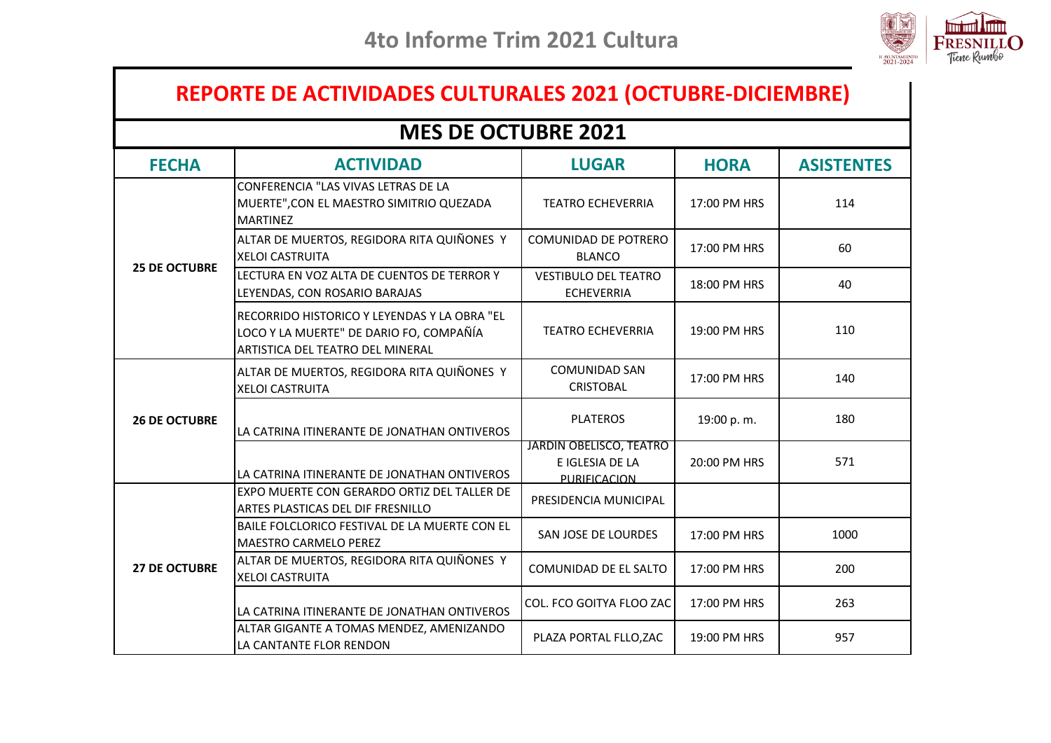# 4to Informe Trim 2021 Cultura

## REPORTE DE ACTIVIDADES CULTURALES 2021 (OCTUBRE-DICIEMBRE)

### MES DE OCTUBRE 2021

| FECHA | ACTIVIDAD | LUGAR | HORA | ASISTENTES |
|---|---|---|---|---|
| 25 DE OCTUBRE | CONFERENCIA "LAS VIVAS LETRAS DE LA MUERTE",CON EL MAESTRO SIMITRIO QUEZADA MARTINEZ | TEATRO ECHEVERRIA | 17:00 PM HRS | 114 |
| | ALTAR DE MUERTOS, REGIDORA RITA QUIÑONES Y XELOI CASTRUITA | COMUNIDAD DE POTRERO BLANCO | 17:00 PM HRS | 60 |
| | LECTURA EN VOZ ALTA DE CUENTOS DE TERROR Y LEYENDAS, CON ROSARIO BARAJAS | VESTIBULO DEL TEATRO ECHEVERRIA | 18:00 PM HRS | 40 |
| | RECORRIDO HISTORICO Y LEYENDAS Y LA OBRA "EL LOCO Y LA MUERTE" DE DARIO FO, COMPAÑÍA ARTISTICA DEL TEATRO DEL MINERAL | TEATRO ECHEVERRIA | 19:00 PM HRS | 110 |
| 26 DE OCTUBRE | ALTAR DE MUERTOS, REGIDORA RITA QUIÑONES Y XELOI CASTRUITA | COMUNIDAD SAN CRISTOBAL | 17:00 PM HRS | 140 |
| | LA CATRINA ITINERANTE DE JONATHAN ONTIVEROS | PLATEROS | 19:00 p. m. | 180 |
| | LA CATRINA ITINERANTE DE JONATHAN ONTIVEROS | JARDIN OBELISCO, TEATRO E IGLESIA DE LA PURIFICACION | 20:00 PM HRS | 571 |
| 27 DE OCTUBRE | EXPO MUERTE CON GERARDO ORTIZ DEL TALLER DE ARTES PLASTICAS DEL DIF FRESNILLO | PRESIDENCIA MUNICIPAL | | |
| | BAILE FOLCLORICO FESTIVAL DE LA MUERTE CON EL MAESTRO CARMELO PEREZ | SAN JOSE DE LOURDES | 17:00 PM HRS | 1000 |
| | ALTAR DE MUERTOS, REGIDORA RITA QUIÑONES Y XELOI CASTRUITA | COMUNIDAD DE EL SALTO | 17:00 PM HRS | 200 |
| | LA CATRINA ITINERANTE DE JONATHAN ONTIVEROS | COL. FCO GOITYA FLOO ZAC | 17:00 PM HRS | 263 |
| | ALTAR GIGANTE A TOMAS MENDEZ, AMENIZANDO LA CANTANTE FLOR RENDON | PLAZA PORTAL FLLO,ZAC | 19:00 PM HRS | 957 |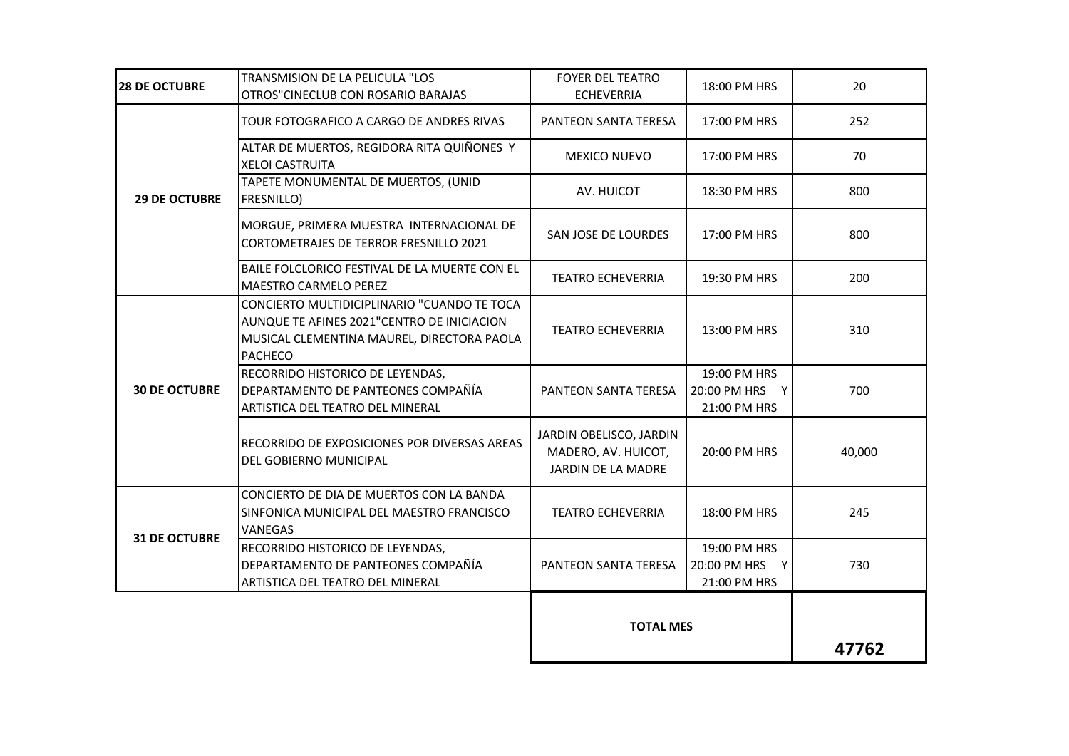| | | | | |
|---|---|---|---|---|
| **28 DE OCTUBRE** | TRANSMISION DE LA PELICULA "LOS OTROS"CINECLUB CON ROSARIO BARAJAS | FOYER DEL TEATRO ECHEVERRIA | 18:00 PM HRS | 20 |
| **29 DE OCTUBRE** | TOUR FOTOGRAFICO A CARGO DE ANDRES RIVAS | PANTEON SANTA TERESA | 17:00 PM HRS | 252 |
| | ALTAR DE MUERTOS, REGIDORA RITA QUIÑONES Y XELOI CASTRUITA | MEXICO NUEVO | 17:00 PM HRS | 70 |
| | TAPETE MONUMENTAL DE MUERTOS, (UNID FRESNILLO) | AV. HUICOT | 18:30 PM HRS | 800 |
| | MORGUE, PRIMERA MUESTRA INTERNACIONAL DE CORTOMETRAJES DE TERROR FRESNILLO 2021 | SAN JOSE DE LOURDES | 17:00 PM HRS | 800 |
| | BAILE FOLCLORICO FESTIVAL DE LA MUERTE CON EL MAESTRO CARMELO PEREZ | TEATRO ECHEVERRIA | 19:30 PM HRS | 200 |
| **30 DE OCTUBRE** | CONCIERTO MULTIDICIPLINARIO "CUANDO TE TOCA AUNQUE TE AFINES 2021"CENTRO DE INICIACION MUSICAL CLEMENTINA MAUREL, DIRECTORA PAOLA PACHECO | TEATRO ECHEVERRIA | 13:00 PM HRS | 310 |
| | RECORRIDO HISTORICO DE LEYENDAS, DEPARTAMENTO DE PANTEONES COMPAÑÍA ARTISTICA DEL TEATRO DEL MINERAL | PANTEON SANTA TERESA | 19:00 PM HRS 20:00 PM HRS Y 21:00 PM HRS | 700 |
| | RECORRIDO DE EXPOSICIONES POR DIVERSAS AREAS DEL GOBIERNO MUNICIPAL | JARDIN OBELISCO, JARDIN MADERO, AV. HUICOT, JARDIN DE LA MADRE | 20:00 PM HRS | 40,000 |
| **31 DE OCTUBRE** | CONCIERTO DE DIA DE MUERTOS CON LA BANDA SINFONICA MUNICIPAL DEL MAESTRO FRANCISCO VANEGAS | TEATRO ECHEVERRIA | 18:00 PM HRS | 245 |
| | RECORRIDO HISTORICO DE LEYENDAS, DEPARTAMENTO DE PANTEONES COMPAÑÍA ARTISTICA DEL TEATRO DEL MINERAL | PANTEON SANTA TERESA | 19:00 PM HRS 20:00 PM HRS Y 21:00 PM HRS | 730 |
| | | **TOTAL MES** | | **47762** |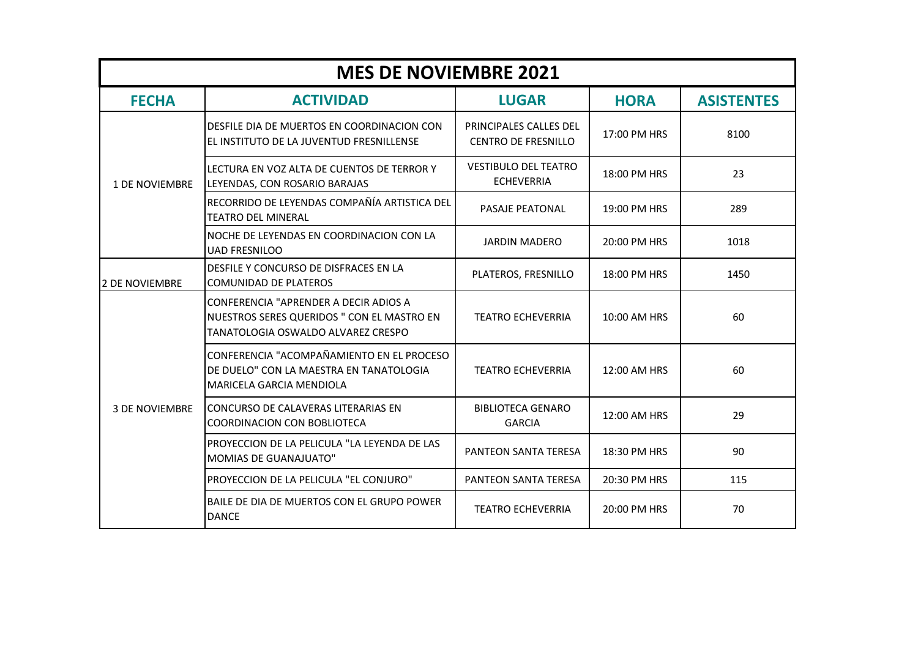| MES DE NOVIEMBRE 2021 | | | | |
|---|---|---|---|---|
| **FECHA** | **ACTIVIDAD** | **LUGAR** | **HORA** | **ASISTENTES** |
| 1 DE NOVIEMBRE | DESFILE DIA DE MUERTOS EN COORDINACION CON EL INSTITUTO DE LA JUVENTUD FRESNILLENSE | PRINCIPALES CALLES DEL CENTRO DE FRESNILLO | 17:00 PM HRS | 8100 |
| | LECTURA EN VOZ ALTA DE CUENTOS DE TERROR Y LEYENDAS, CON ROSARIO BARAJAS | VESTIBULO DEL TEATRO ECHEVERRIA | 18:00 PM HRS | 23 |
| | RECORRIDO DE LEYENDAS COMPAÑÍA ARTISTICA DEL TEATRO DEL MINERAL | PASAJE PEATONAL | 19:00 PM HRS | 289 |
| | NOCHE DE LEYENDAS EN COORDINACION CON LA UAD FRESNILOO | JARDIN MADERO | 20:00 PM HRS | 1018 |
| 2 DE NOVIEMBRE | DESFILE Y CONCURSO DE DISFRACES EN LA COMUNIDAD DE PLATEROS | PLATEROS, FRESNILLO | 18:00 PM HRS | 1450 |
| 3 DE NOVIEMBRE | CONFERENCIA "APRENDER A DECIR ADIOS A NUESTROS SERES QUERIDOS " CON EL MASTRO EN TANATOLOGIA OSWALDO ALVAREZ CRESPO | TEATRO ECHEVERRIA | 10:00 AM HRS | 60 |
| | CONFERENCIA "ACOMPAÑAMIENTO EN EL PROCESO DE DUELO" CON LA MAESTRA EN TANATOLOGIA MARICELA GARCIA MENDIOLA | TEATRO ECHEVERRIA | 12:00 AM HRS | 60 |
| | CONCURSO DE CALAVERAS LITERARIAS EN COORDINACION CON BOBLIOTECA | BIBLIOTECA GENARO GARCIA | 12:00 AM HRS | 29 |
| | PROYECCION DE LA PELICULA "LA LEYENDA DE LAS MOMIAS DE GUANAJUATO" | PANTEON SANTA TERESA | 18:30 PM HRS | 90 |
| | PROYECCION DE LA PELICULA "EL CONJURO" | PANTEON SANTA TERESA | 20:30 PM HRS | 115 |
| | BAILE DE DIA DE MUERTOS CON EL GRUPO POWER DANCE | TEATRO ECHEVERRIA | 20:00 PM HRS | 70 |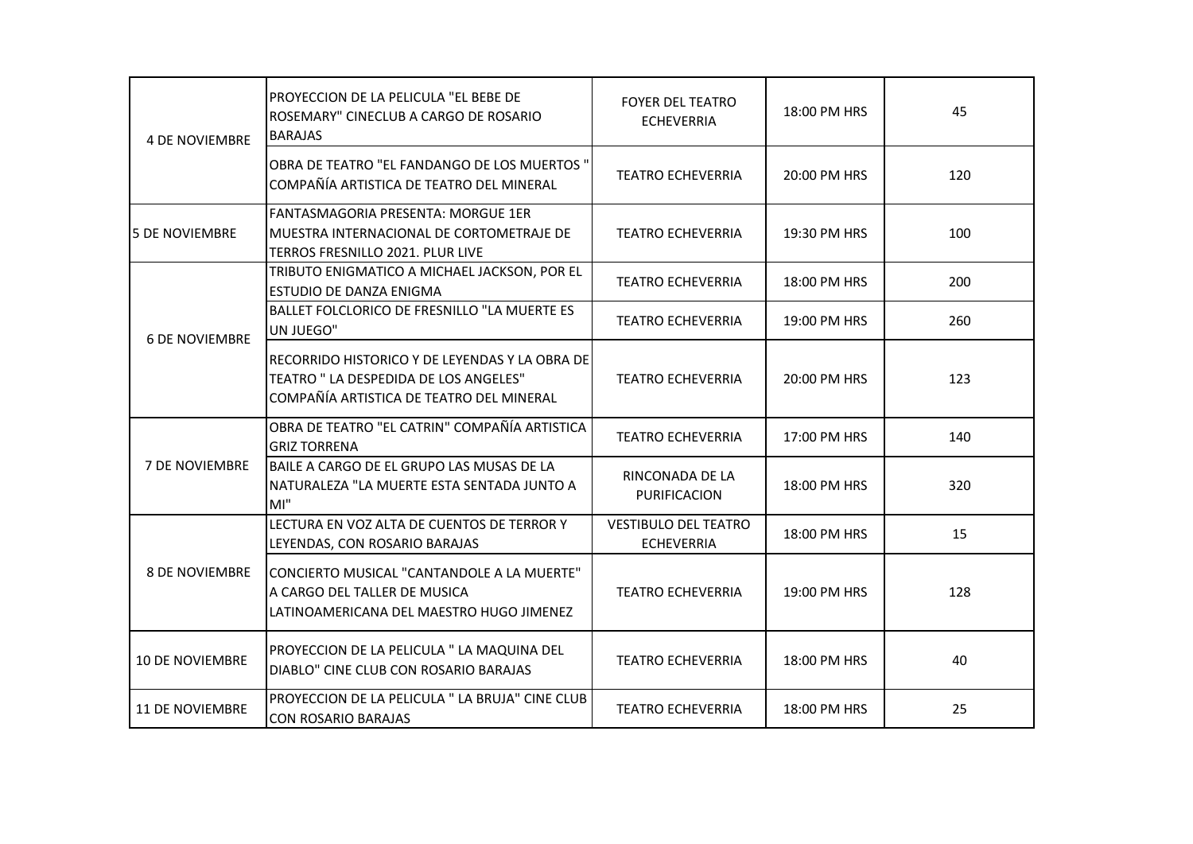| | | | | |
|---|---|---|---|---|
| 4 DE NOVIEMBRE | PROYECCION DE LA PELICULA "EL BEBE DE ROSEMARY" CINECLUB A CARGO DE ROSARIO BARAJAS | FOYER DEL TEATRO ECHEVERRIA | 18:00 PM HRS | 45 |
| | OBRA DE TEATRO "EL FANDANGO DE LOS MUERTOS " COMPAÑÍA ARTISTICA DE TEATRO DEL MINERAL | TEATRO ECHEVERRIA | 20:00 PM HRS | 120 |
| 5 DE NOVIEMBRE | FANTASMAGORIA PRESENTA: MORGUE 1ER MUESTRA INTERNACIONAL DE CORTOMETRAJE DE TERROS FRESNILLO 2021. PLUR LIVE | TEATRO ECHEVERRIA | 19:30 PM HRS | 100 |
| 6 DE NOVIEMBRE | TRIBUTO ENIGMATICO A MICHAEL JACKSON, POR EL ESTUDIO DE DANZA ENIGMA | TEATRO ECHEVERRIA | 18:00 PM HRS | 200 |
| | BALLET FOLCLORICO DE FRESNILLO "LA MUERTE ES UN JUEGO" | TEATRO ECHEVERRIA | 19:00 PM HRS | 260 |
| | RECORRIDO HISTORICO Y DE LEYENDAS Y LA OBRA DE TEATRO " LA DESPEDIDA DE LOS ANGELES" COMPAÑÍA ARTISTICA DE TEATRO DEL MINERAL | TEATRO ECHEVERRIA | 20:00 PM HRS | 123 |
| 7 DE NOVIEMBRE | OBRA DE TEATRO "EL CATRIN" COMPAÑÍA ARTISTICA GRIZ TORRENA | TEATRO ECHEVERRIA | 17:00 PM HRS | 140 |
| | BAILE A CARGO DE EL GRUPO LAS MUSAS DE LA NATURALEZA "LA MUERTE ESTA SENTADA JUNTO A MI" | RINCONADA DE LA PURIFICACION | 18:00 PM HRS | 320 |
| 8 DE NOVIEMBRE | LECTURA EN VOZ ALTA DE CUENTOS DE TERROR Y LEYENDAS, CON ROSARIO BARAJAS | VESTIBULO DEL TEATRO ECHEVERRIA | 18:00 PM HRS | 15 |
| | CONCIERTO MUSICAL "CANTANDOLE A LA MUERTE" A CARGO DEL TALLER DE MUSICA LATINOAMERICANA DEL MAESTRO HUGO JIMENEZ | TEATRO ECHEVERRIA | 19:00 PM HRS | 128 |
| 10 DE NOVIEMBRE | PROYECCION DE LA PELICULA " LA MAQUINA DEL DIABLO" CINE CLUB CON ROSARIO BARAJAS | TEATRO ECHEVERRIA | 18:00 PM HRS | 40 |
| 11 DE NOVIEMBRE | PROYECCION DE LA PELICULA " LA BRUJA" CINE CLUB CON ROSARIO BARAJAS | TEATRO ECHEVERRIA | 18:00 PM HRS | 25 |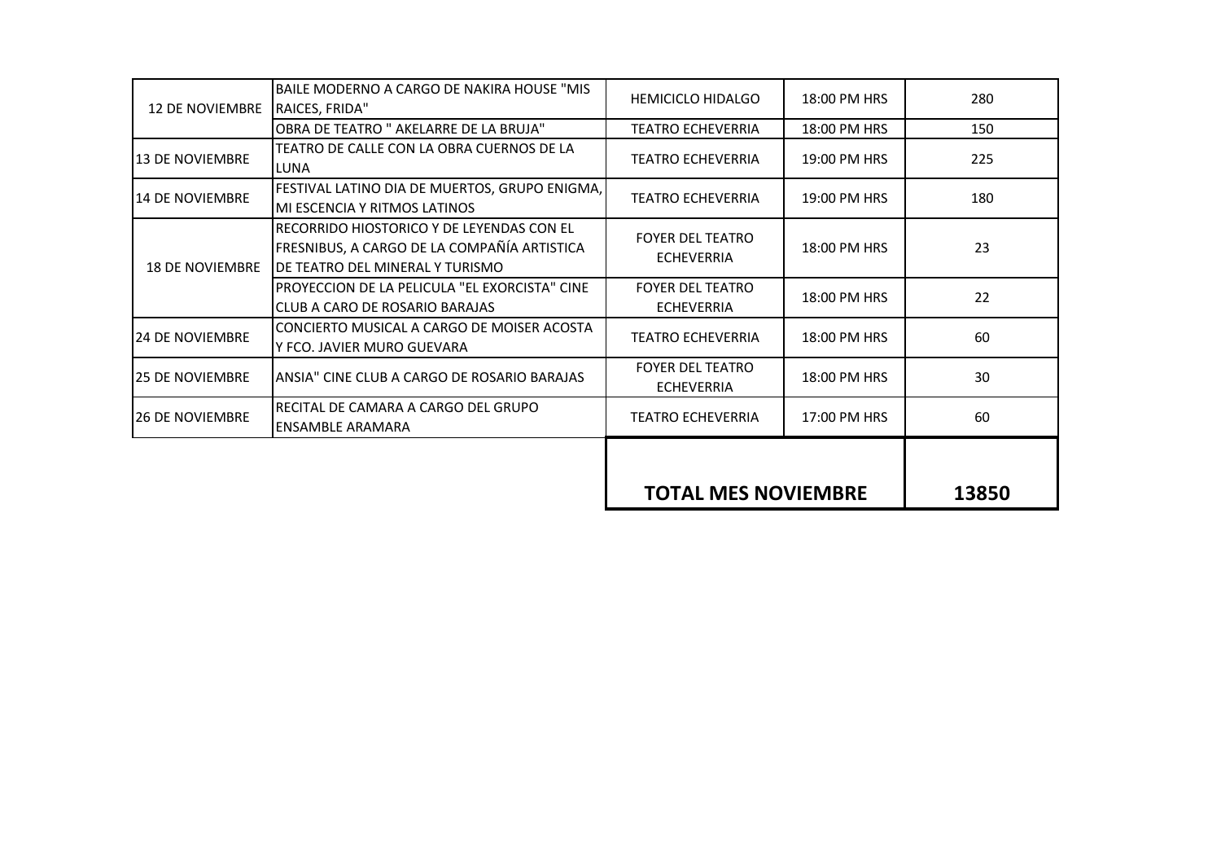| | | | | |
|---|---|---|---|---|
| 12 DE NOVIEMBRE | BAILE MODERNO A CARGO DE NAKIRA HOUSE "MIS RAICES, FRIDA" | HEMICICLO HIDALGO | 18:00 PM HRS | 280 |
| | OBRA DE TEATRO " AKELARRE DE LA BRUJA" | TEATRO ECHEVERRIA | 18:00 PM HRS | 150 |
| 13 DE NOVIEMBRE | TEATRO DE CALLE CON LA OBRA CUERNOS DE LA LUNA | TEATRO ECHEVERRIA | 19:00 PM HRS | 225 |
| 14 DE NOVIEMBRE | FESTIVAL LATINO DIA DE MUERTOS, GRUPO ENIGMA, MI ESCENCIA Y RITMOS LATINOS | TEATRO ECHEVERRIA | 19:00 PM HRS | 180 |
| 18 DE NOVIEMBRE | RECORRIDO HIOSTORICO Y DE LEYENDAS CON EL FRESNIBUS, A CARGO DE LA COMPAÑÍA ARTISTICA DE TEATRO DEL MINERAL Y TURISMO | FOYER DEL TEATRO ECHEVERRIA | 18:00 PM HRS | 23 |
| | PROYECCION DE LA PELICULA "EL EXORCISTA" CINE CLUB A CARO DE ROSARIO BARAJAS | FOYER DEL TEATRO ECHEVERRIA | 18:00 PM HRS | 22 |
| 24 DE NOVIEMBRE | CONCIERTO MUSICAL A CARGO DE MOISER ACOSTA Y FCO. JAVIER MURO GUEVARA | TEATRO ECHEVERRIA | 18:00 PM HRS | 60 |
| 25 DE NOVIEMBRE | ANSIA" CINE CLUB A CARGO DE ROSARIO BARAJAS | FOYER DEL TEATRO ECHEVERRIA | 18:00 PM HRS | 30 |
| 26 DE NOVIEMBRE | RECITAL DE CAMARA A CARGO DEL GRUPO ENSAMBLE ARAMARA | TEATRO ECHEVERRIA | 17:00 PM HRS | 60 |
| | | **TOTAL MES NOVIEMBRE** | | **13850** |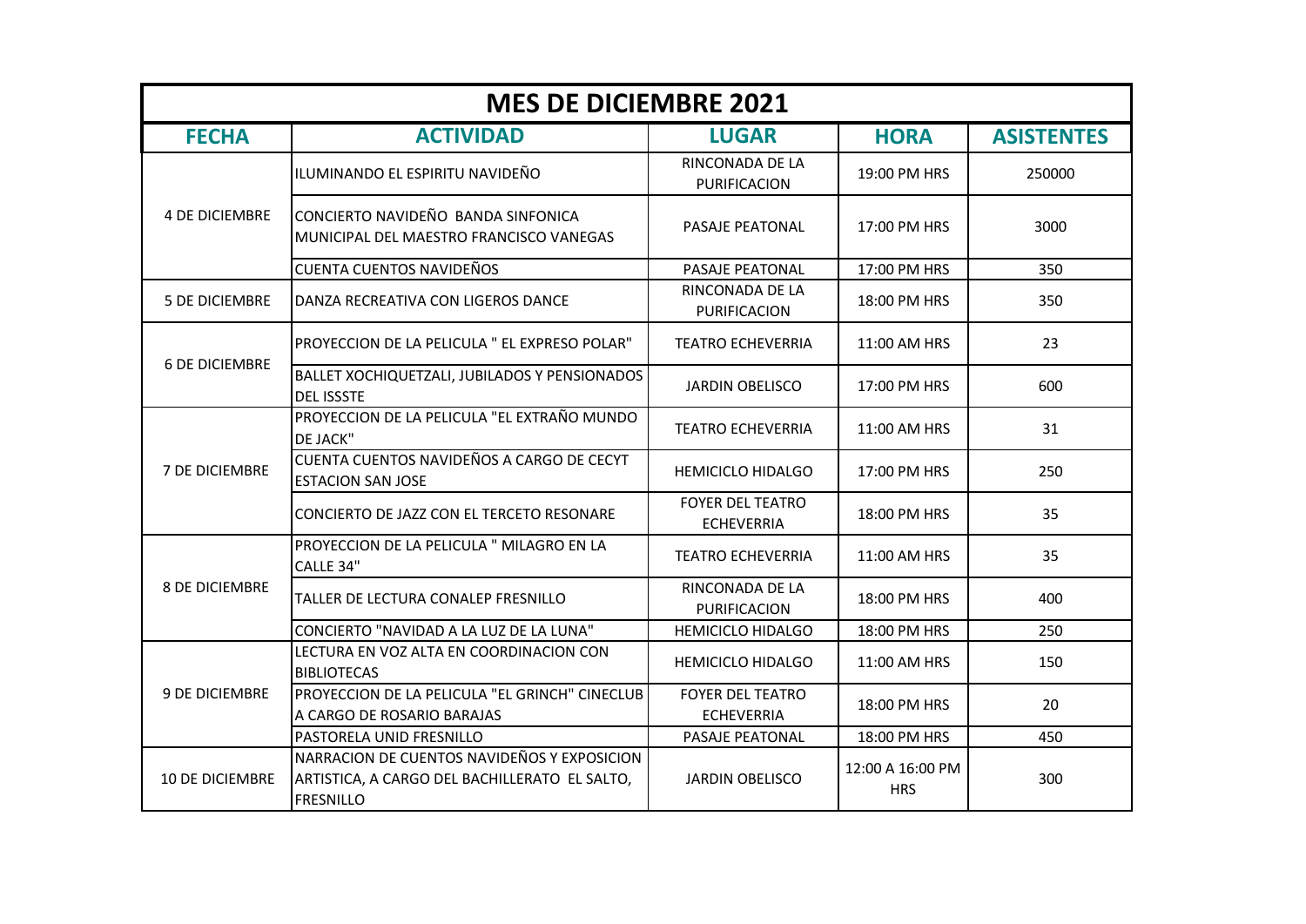| MES DE DICIEMBRE 2021 | | | | |
|---|---|---|---|---|
| **FECHA** | **ACTIVIDAD** | **LUGAR** | **HORA** | **ASISTENTES** |
| 4 DE DICIEMBRE | ILUMINANDO EL ESPIRITU NAVIDEÑO | RINCONADA DE LA PURIFICACION | 19:00 PM HRS | 250000 |
| | CONCIERTO NAVIDEÑO BANDA SINFONICA MUNICIPAL DEL MAESTRO FRANCISCO VANEGAS | PASAJE PEATONAL | 17:00 PM HRS | 3000 |
| | CUENTA CUENTOS NAVIDEÑOS | PASAJE PEATONAL | 17:00 PM HRS | 350 |
| 5 DE DICIEMBRE | DANZA RECREATIVA CON LIGEROS DANCE | RINCONADA DE LA PURIFICACION | 18:00 PM HRS | 350 |
| 6 DE DICIEMBRE | PROYECCION DE LA PELICULA " EL EXPRESO POLAR" | TEATRO ECHEVERRIA | 11:00 AM HRS | 23 |
| | BALLET XOCHIQUETZALI, JUBILADOS Y PENSIONADOS DEL ISSSTE | JARDIN OBELISCO | 17:00 PM HRS | 600 |
| 7 DE DICIEMBRE | PROYECCION DE LA PELICULA "EL EXTRAÑO MUNDO DE JACK" | TEATRO ECHEVERRIA | 11:00 AM HRS | 31 |
| | CUENTA CUENTOS NAVIDEÑOS A CARGO DE CECYT ESTACION SAN JOSE | HEMICICLO HIDALGO | 17:00 PM HRS | 250 |
| | CONCIERTO DE JAZZ CON EL TERCETO RESONARE | FOYER DEL TEATRO ECHEVERRIA | 18:00 PM HRS | 35 |
| 8 DE DICIEMBRE | PROYECCION DE LA PELICULA " MILAGRO EN LA CALLE 34" | TEATRO ECHEVERRIA | 11:00 AM HRS | 35 |
| | TALLER DE LECTURA CONALEP FRESNILLO | RINCONADA DE LA PURIFICACION | 18:00 PM HRS | 400 |
| | CONCIERTO "NAVIDAD A LA LUZ DE LA LUNA" | HEMICICLO HIDALGO | 18:00 PM HRS | 250 |
| 9 DE DICIEMBRE | LECTURA EN VOZ ALTA EN COORDINACION CON BIBLIOTECAS | HEMICICLO HIDALGO | 11:00 AM HRS | 150 |
| | PROYECCION DE LA PELICULA "EL GRINCH" CINECLUB A CARGO DE ROSARIO BARAJAS | FOYER DEL TEATRO ECHEVERRIA | 18:00 PM HRS | 20 |
| | PASTORELA UNID FRESNILLO | PASAJE PEATONAL | 18:00 PM HRS | 450 |
| 10 DE DICIEMBRE | NARRACION DE CUENTOS NAVIDEÑOS Y EXPOSICION ARTISTICA, A CARGO DEL BACHILLERATO EL SALTO, FRESNILLO | JARDIN OBELISCO | 12:00 A 16:00 PM HRS | 300 |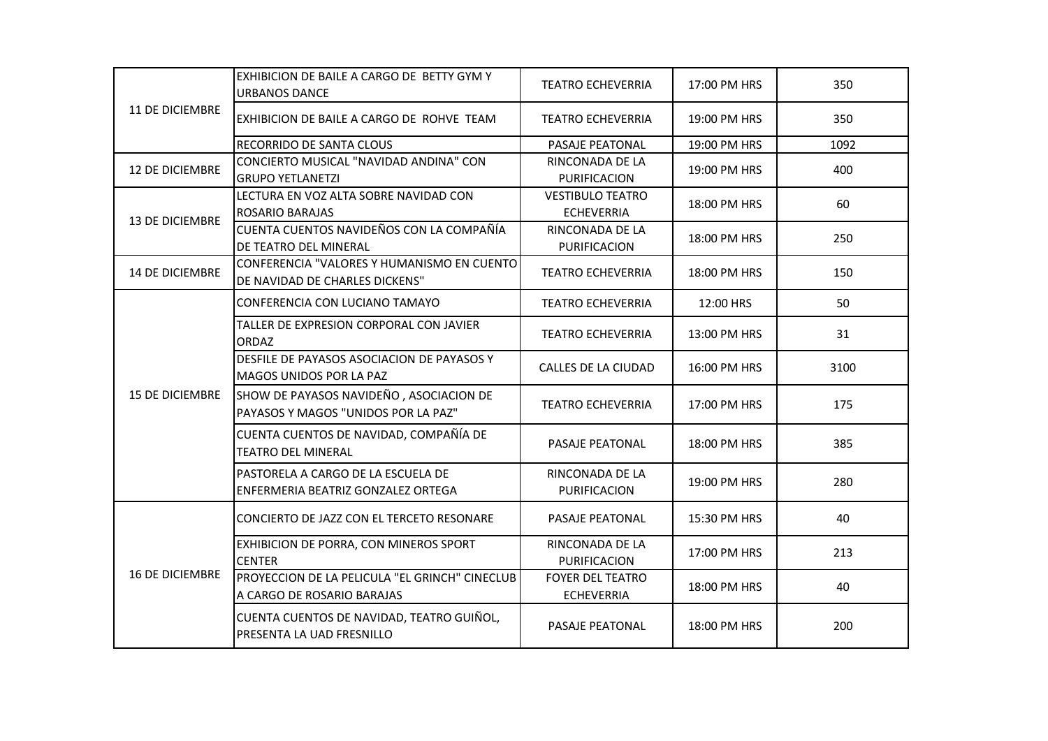| | | | | |
|---|---|---|---|---|
| 11 DE DICIEMBRE | EXHIBICION DE BAILE A CARGO DE BETTY GYM Y URBANOS DANCE | TEATRO ECHEVERRIA | 17:00 PM HRS | 350 |
| | EXHIBICION DE BAILE A CARGO DE ROHVE TEAM | TEATRO ECHEVERRIA | 19:00 PM HRS | 350 |
| | RECORRIDO DE SANTA CLOUS | PASAJE PEATONAL | 19:00 PM HRS | 1092 |
| 12 DE DICIEMBRE | CONCIERTO MUSICAL "NAVIDAD ANDINA" CON GRUPO YETLANETZI | RINCONADA DE LA PURIFICACION | 19:00 PM HRS | 400 |
| 13 DE DICIEMBRE | LECTURA EN VOZ ALTA SOBRE NAVIDAD CON ROSARIO BARAJAS | VESTIBULO TEATRO ECHEVERRIA | 18:00 PM HRS | 60 |
| | CUENTA CUENTOS NAVIDEÑOS CON LA COMPAÑÍA DE TEATRO DEL MINERAL | RINCONADA DE LA PURIFICACION | 18:00 PM HRS | 250 |
| 14 DE DICIEMBRE | CONFERENCIA "VALORES Y HUMANISMO EN CUENTO DE NAVIDAD DE CHARLES DICKENS" | TEATRO ECHEVERRIA | 18:00 PM HRS | 150 |
| 15 DE DICIEMBRE | CONFERENCIA CON LUCIANO TAMAYO | TEATRO ECHEVERRIA | 12:00 HRS | 50 |
| | TALLER DE EXPRESION CORPORAL CON JAVIER ORDAZ | TEATRO ECHEVERRIA | 13:00 PM HRS | 31 |
| | DESFILE DE PAYASOS ASOCIACION DE PAYASOS Y MAGOS UNIDOS POR LA PAZ | CALLES DE LA CIUDAD | 16:00 PM HRS | 3100 |
| | SHOW DE PAYASOS NAVIDEÑO , ASOCIACION DE PAYASOS Y MAGOS "UNIDOS POR LA PAZ" | TEATRO ECHEVERRIA | 17:00 PM HRS | 175 |
| | CUENTA CUENTOS DE NAVIDAD, COMPAÑÍA DE TEATRO DEL MINERAL | PASAJE PEATONAL | 18:00 PM HRS | 385 |
| | PASTORELA A CARGO DE LA ESCUELA DE ENFERMERIA BEATRIZ GONZALEZ ORTEGA | RINCONADA DE LA PURIFICACION | 19:00 PM HRS | 280 |
| 16 DE DICIEMBRE | CONCIERTO DE JAZZ CON EL TERCETO RESONARE | PASAJE PEATONAL | 15:30 PM HRS | 40 |
| | EXHIBICION DE PORRA, CON MINEROS SPORT CENTER | RINCONADA DE LA PURIFICACION | 17:00 PM HRS | 213 |
| | PROYECCION DE LA PELICULA "EL GRINCH" CINECLUB A CARGO DE ROSARIO BARAJAS | FOYER DEL TEATRO ECHEVERRIA | 18:00 PM HRS | 40 |
| | CUENTA CUENTOS DE NAVIDAD, TEATRO GUIÑOL, PRESENTA LA UAD FRESNILLO | PASAJE PEATONAL | 18:00 PM HRS | 200 |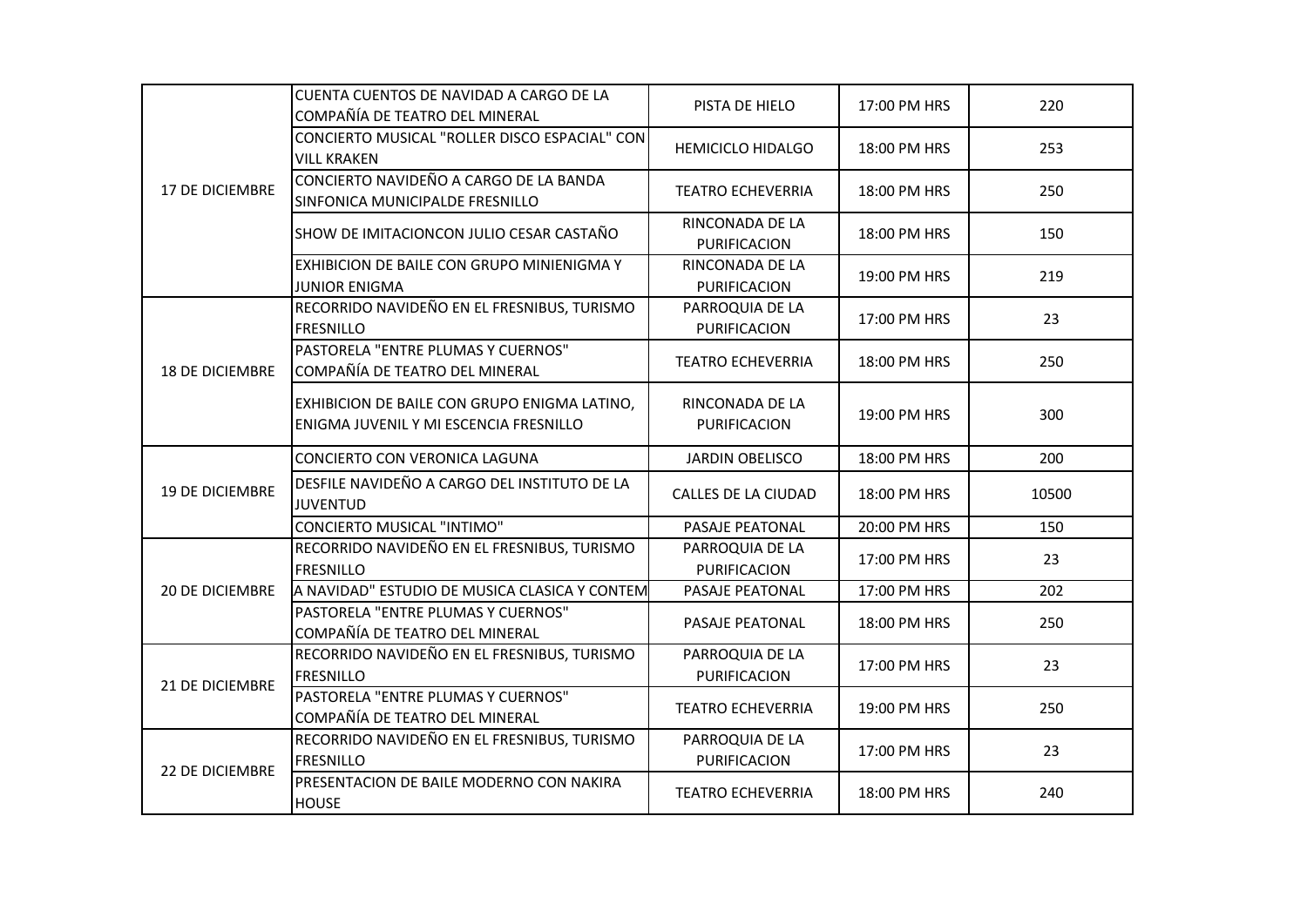| | | | | |
|---|---|---|---|---|
| 17 DE DICIEMBRE | CUENTA CUENTOS DE NAVIDAD A CARGO DE LA COMPAÑÍA DE TEATRO DEL MINERAL | PISTA DE HIELO | 17:00 PM HRS | 220 |
| | CONCIERTO MUSICAL "ROLLER DISCO ESPACIAL" CON VILL KRAKEN | HEMICICLO HIDALGO | 18:00 PM HRS | 253 |
| | CONCIERTO NAVIDEÑO A CARGO DE LA BANDA SINFONICA MUNICIPALDE FRESNILLO | TEATRO ECHEVERRIA | 18:00 PM HRS | 250 |
| | SHOW DE IMITACIONCON JULIO CESAR CASTAÑO | RINCONADA DE LA PURIFICACION | 18:00 PM HRS | 150 |
| | EXHIBICION DE BAILE CON GRUPO MINIENIGMA Y JUNIOR ENIGMA | RINCONADA DE LA PURIFICACION | 19:00 PM HRS | 219 |
| 18 DE DICIEMBRE | RECORRIDO NAVIDEÑO EN EL FRESNIBUS, TURISMO FRESNILLO | PARROQUIA DE LA PURIFICACION | 17:00 PM HRS | 23 |
| | PASTORELA "ENTRE PLUMAS Y CUERNOS" COMPAÑÍA DE TEATRO DEL MINERAL | TEATRO ECHEVERRIA | 18:00 PM HRS | 250 |
| | EXHIBICION DE BAILE CON GRUPO ENIGMA LATINO, ENIGMA JUVENIL Y MI ESCENCIA FRESNILLO | RINCONADA DE LA PURIFICACION | 19:00 PM HRS | 300 |
| 19 DE DICIEMBRE | CONCIERTO CON VERONICA LAGUNA | JARDIN OBELISCO | 18:00 PM HRS | 200 |
| | DESFILE NAVIDEÑO A CARGO DEL INSTITUTO DE LA JUVENTUD | CALLES DE LA CIUDAD | 18:00 PM HRS | 10500 |
| | CONCIERTO MUSICAL "INTIMO" | PASAJE PEATONAL | 20:00 PM HRS | 150 |
| 20 DE DICIEMBRE | RECORRIDO NAVIDEÑO EN EL FRESNIBUS, TURISMO FRESNILLO | PARROQUIA DE LA PURIFICACION | 17:00 PM HRS | 23 |
| | A NAVIDAD" ESTUDIO DE MUSICA CLASICA Y CONTEM | PASAJE PEATONAL | 17:00 PM HRS | 202 |
| | PASTORELA "ENTRE PLUMAS Y CUERNOS" COMPAÑÍA DE TEATRO DEL MINERAL | PASAJE PEATONAL | 18:00 PM HRS | 250 |
| 21 DE DICIEMBRE | RECORRIDO NAVIDEÑO EN EL FRESNIBUS, TURISMO FRESNILLO | PARROQUIA DE LA PURIFICACION | 17:00 PM HRS | 23 |
| | PASTORELA "ENTRE PLUMAS Y CUERNOS" COMPAÑÍA DE TEATRO DEL MINERAL | TEATRO ECHEVERRIA | 19:00 PM HRS | 250 |
| 22 DE DICIEMBRE | RECORRIDO NAVIDEÑO EN EL FRESNIBUS, TURISMO FRESNILLO | PARROQUIA DE LA PURIFICACION | 17:00 PM HRS | 23 |
| | PRESENTACION DE BAILE MODERNO CON NAKIRA HOUSE | TEATRO ECHEVERRIA | 18:00 PM HRS | 240 |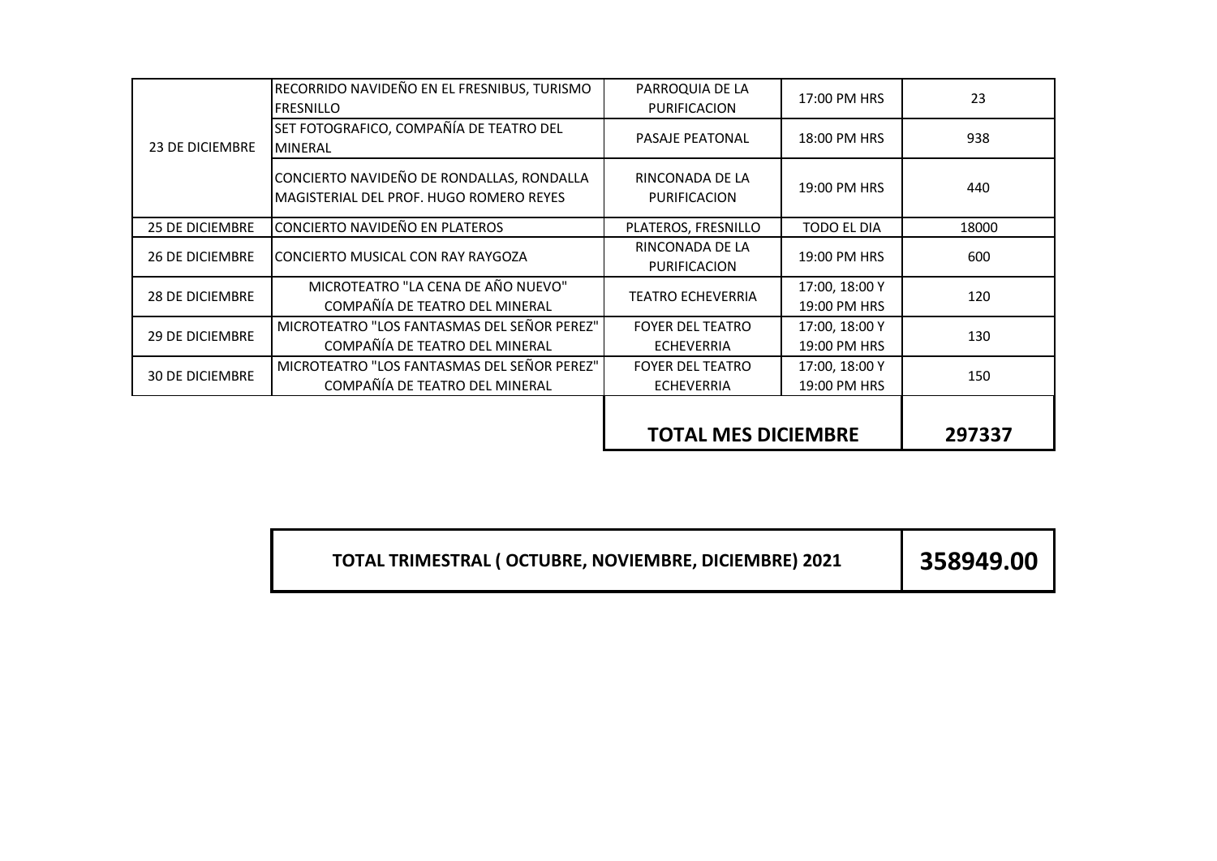| | | | | |
|---|---|---|---|---|
| 23 DE DICIEMBRE | RECORRIDO NAVIDEÑO EN EL FRESNIBUS, TURISMO FRESNILLO | PARROQUIA DE LA PURIFICACION | 17:00 PM HRS | 23 |
| | SET FOTOGRAFICO, COMPAÑÍA DE TEATRO DEL MINERAL | PASAJE PEATONAL | 18:00 PM HRS | 938 |
| | CONCIERTO NAVIDEÑO DE RONDALLAS, RONDALLA MAGISTERIAL DEL PROF. HUGO ROMERO REYES | RINCONADA DE LA PURIFICACION | 19:00 PM HRS | 440 |
| 25 DE DICIEMBRE | CONCIERTO NAVIDEÑO EN PLATEROS | PLATEROS, FRESNILLO | TODO EL DIA | 18000 |
| 26 DE DICIEMBRE | CONCIERTO MUSICAL CON RAY RAYGOZA | RINCONADA DE LA PURIFICACION | 19:00 PM HRS | 600 |
| 28 DE DICIEMBRE | MICROTEATRO "LA CENA DE AÑO NUEVO" COMPAÑÍA DE TEATRO DEL MINERAL | TEATRO ECHEVERRIA | 17:00, 18:00 Y 19:00 PM HRS | 120 |
| 29 DE DICIEMBRE | MICROTEATRO "LOS FANTASMAS DEL SEÑOR PEREZ" COMPAÑÍA DE TEATRO DEL MINERAL | FOYER DEL TEATRO ECHEVERRIA | 17:00, 18:00 Y 19:00 PM HRS | 130 |
| 30 DE DICIEMBRE | MICROTEATRO "LOS FANTASMAS DEL SEÑOR PEREZ" COMPAÑÍA DE TEATRO DEL MINERAL | FOYER DEL TEATRO ECHEVERRIA | 17:00, 18:00 Y 19:00 PM HRS | 150 |
| | | **TOTAL MES DICIEMBRE** | | **297337** |

| | |
|---|---|
| **TOTAL TRIMESTRAL ( OCTUBRE, NOVIEMBRE, DICIEMBRE) 2021** | **358949.00** |